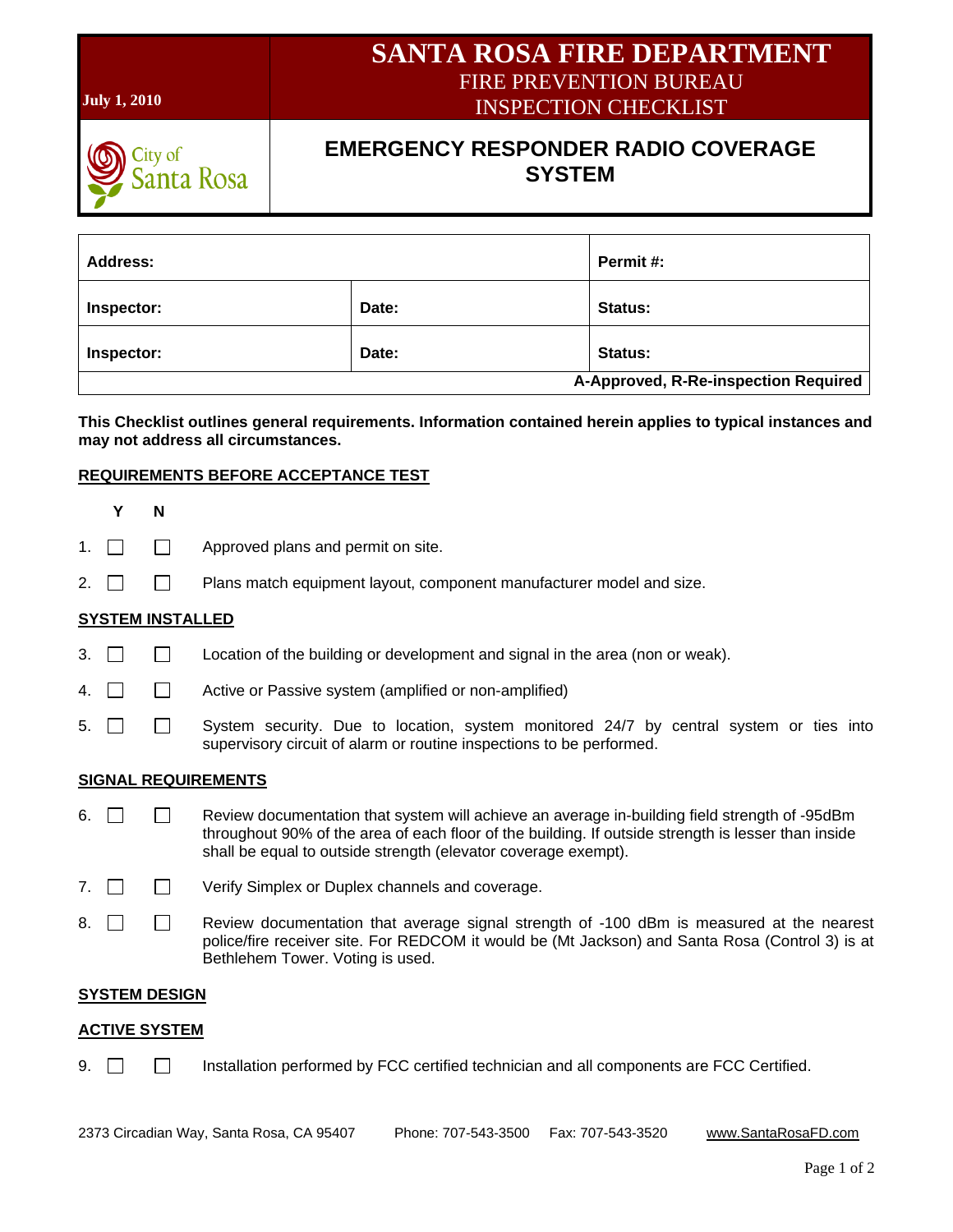July 1, 2010

# SANTA ROSA FIRE DEPARTMENT

FIRE PREVENTION BUREAU
INSPECTION CHECKLIST

City of Santa Rosa

## EMERGENCY RESPONDER RADIO COVERAGE SYSTEM

| Address: | | Permit #: |
|---|---|---|
| Inspector: | Date: | Status: |
| Inspector: | Date: | Status: |
| | | A-Approved, R-Re-inspection Required |

**This Checklist outlines general requirements. Information contained herein applies to typical instances and may not address all circumstances.**

### REQUIREMENTS BEFORE ACCEPTANCE TEST

| | Y | N | |
|---|---|---|---|
| 1. | ☐ | ☐ | Approved plans and permit on site. |
| 2. | ☐ | ☐ | Plans match equipment layout, component manufacturer model and size. |

### SYSTEM INSTALLED

| | Y | N | |
|---|---|---|---|
| 3. | ☐ | ☐ | Location of the building or development and signal in the area (non or weak). |
| 4. | ☐ | ☐ | Active or Passive system (amplified or non-amplified) |
| 5. | ☐ | ☐ | System security. Due to location, system monitored 24/7 by central system or ties into supervisory circuit of alarm or routine inspections to be performed. |

### SIGNAL REQUIREMENTS

| | Y | N | |
|---|---|---|---|
| 6. | ☐ | ☐ | Review documentation that system will achieve an average in-building field strength of -95dBm throughout 90% of the area of each floor of the building. If outside strength is lesser than inside shall be equal to outside strength (elevator coverage exempt). |
| 7. | ☐ | ☐ | Verify Simplex or Duplex channels and coverage. |
| 8. | ☐ | ☐ | Review documentation that average signal strength of -100 dBm is measured at the nearest police/fire receiver site. For REDCOM it would be (Mt Jackson) and Santa Rosa (Control 3) is at Bethlehem Tower. Voting is used. |

### SYSTEM DESIGN

### ACTIVE SYSTEM

| | Y | N | |
|---|---|---|---|
| 9. | ☐ | ☐ | Installation performed by FCC certified technician and all components are FCC Certified. |

2373 Circadian Way, Santa Rosa, CA 95407 Phone: 707-543-3500 Fax: 707-543-3520 www.SantaRosaFD.com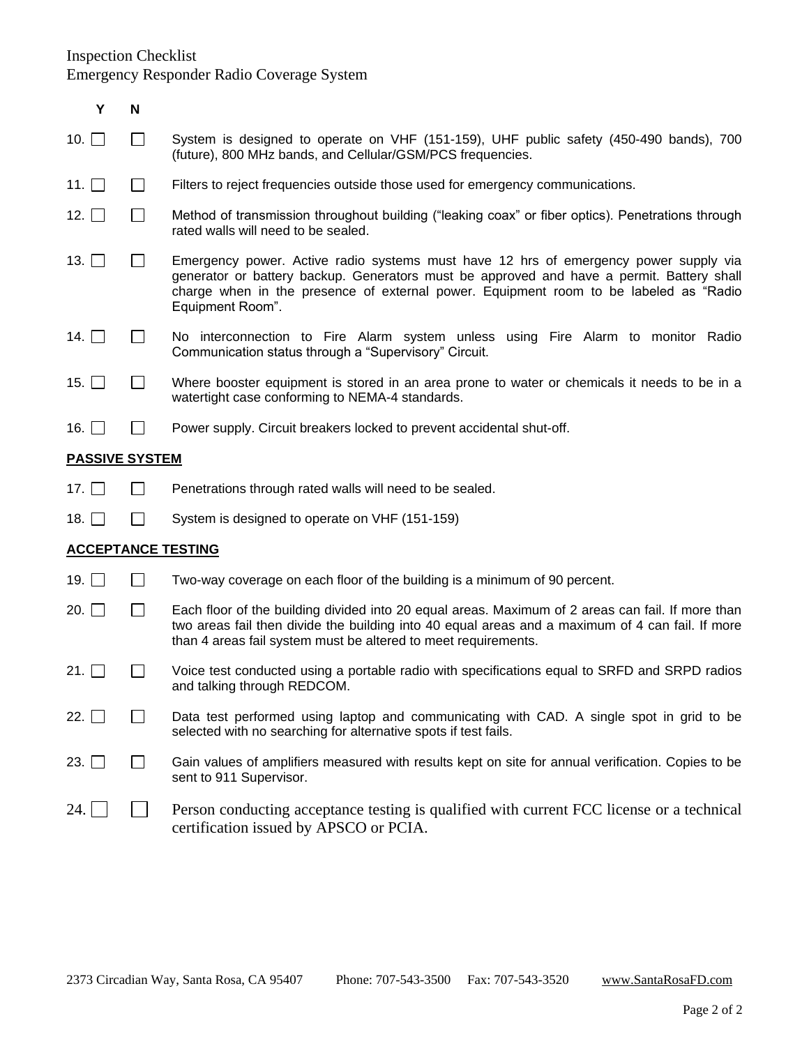Inspection Checklist
Emergency Responder Radio Coverage System

| | Y | N | |
|---|---|---|---|
| 10. | ☐ | ☐ | System is designed to operate on VHF (151-159), UHF public safety (450-490 bands), 700 (future), 800 MHz bands, and Cellular/GSM/PCS frequencies. |
| 11. | ☐ | ☐ | Filters to reject frequencies outside those used for emergency communications. |
| 12. | ☐ | ☐ | Method of transmission throughout building ("leaking coax" or fiber optics). Penetrations through rated walls will need to be sealed. |
| 13. | ☐ | ☐ | Emergency power. Active radio systems must have 12 hrs of emergency power supply via generator or battery backup. Generators must be approved and have a permit. Battery shall charge when in the presence of external power. Equipment room to be labeled as "Radio Equipment Room". |
| 14. | ☐ | ☐ | No interconnection to Fire Alarm system unless using Fire Alarm to monitor Radio Communication status through a "Supervisory" Circuit. |
| 15. | ☐ | ☐ | Where booster equipment is stored in an area prone to water or chemicals it needs to be in a watertight case conforming to NEMA-4 standards. |
| 16. | ☐ | ☐ | Power supply. Circuit breakers locked to prevent accidental shut-off. |

**PASSIVE SYSTEM**

| | Y | N | |
|---|---|---|---|
| 17. | ☐ | ☐ | Penetrations through rated walls will need to be sealed. |
| 18. | ☐ | ☐ | System is designed to operate on VHF (151-159) |

**ACCEPTANCE TESTING**

| | Y | N | |
|---|---|---|---|
| 19. | ☐ | ☐ | Two-way coverage on each floor of the building is a minimum of 90 percent. |
| 20. | ☐ | ☐ | Each floor of the building divided into 20 equal areas. Maximum of 2 areas can fail. If more than two areas fail then divide the building into 40 equal areas and a maximum of 4 can fail. If more than 4 areas fail system must be altered to meet requirements. |
| 21. | ☐ | ☐ | Voice test conducted using a portable radio with specifications equal to SRFD and SRPD radios and talking through REDCOM. |
| 22. | ☐ | ☐ | Data test performed using laptop and communicating with CAD. A single spot in grid to be selected with no searching for alternative spots if test fails. |
| 23. | ☐ | ☐ | Gain values of amplifiers measured with results kept on site for annual verification. Copies to be sent to 911 Supervisor. |
| 24. | ☐ | ☐ | Person conducting acceptance testing is qualified with current FCC license or a technical certification issued by APSCO or PCIA. |

2373 Circadian Way, Santa Rosa, CA 95407 Phone: 707-543-3500 Fax: 707-543-3520 www.SantaRosaFD.com